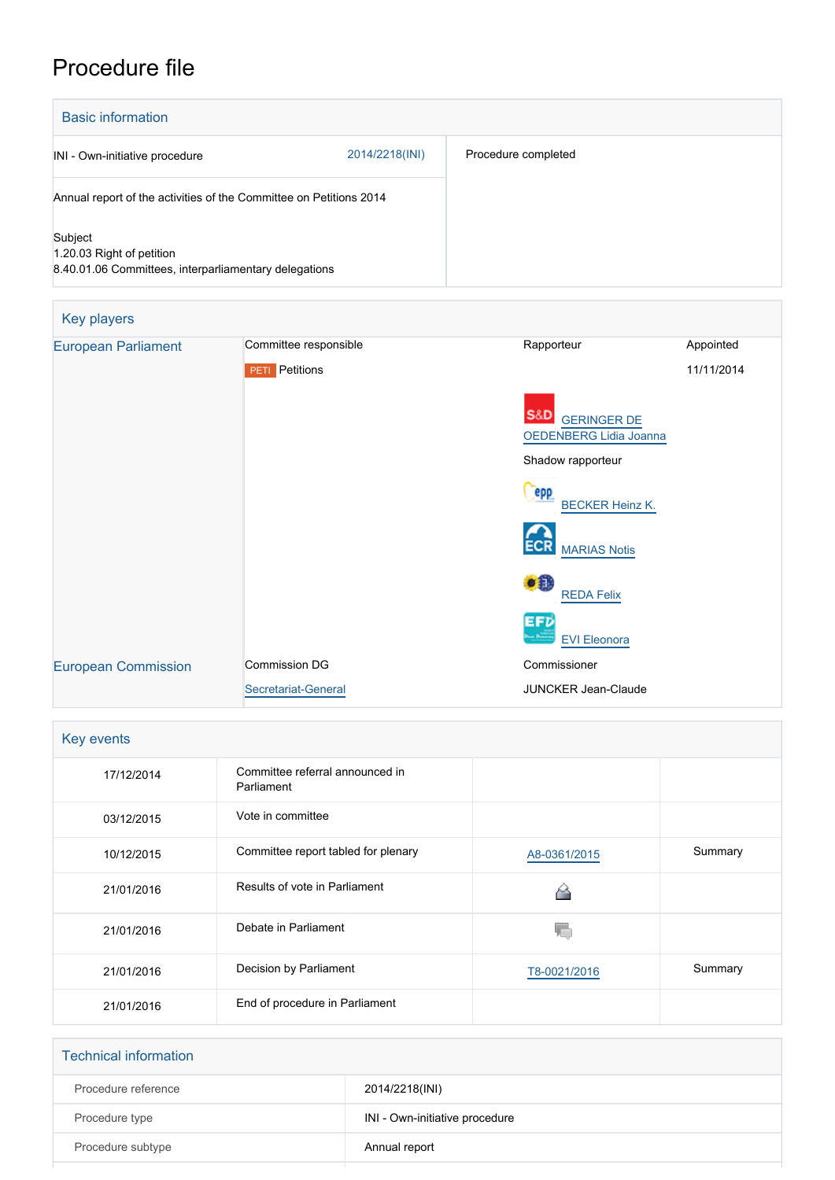# Procedure file

## Basic information

| | |
|---|---|
| INI - Own-initiative procedure 2014/2218(INI) | Procedure completed |
| Annual report of the activities of the Committee on Petitions 2014 | |
| Subject<br>1.20.03 Right of petition<br>8.40.01.06 Committees, interparliamentary delegations | |

## Key players

| | | | |
|---|---|---|---|
| European Parliament | Committee responsible | Rapporteur | Appointed |
| | PETI Petitions | | 11/11/2014 |
| | | S&D GERINGER DE OEDENBERG Lidia Joanna | |
| | | Shadow rapporteur | |
| | | EPP BECKER Heinz K. | |
| | | ECR MARIAS Notis | |
| | | REDA Felix | |
| | | EFD EVI Eleonora | |
| European Commission | Commission DG | Commissioner | |
| | Secretariat-General | JUNCKER Jean-Claude | |

## Key events

| | | | |
|---|---|---|---|
| 17/12/2014 | Committee referral announced in Parliament | | |
| 03/12/2015 | Vote in committee | | |
| 10/12/2015 | Committee report tabled for plenary | A8-0361/2015 | Summary |
| 21/01/2016 | Results of vote in Parliament | | |
| 21/01/2016 | Debate in Parliament | | |
| 21/01/2016 | Decision by Parliament | T8-0021/2016 | Summary |
| 21/01/2016 | End of procedure in Parliament | | |

## Technical information

| | |
|---|---|
| Procedure reference | 2014/2218(INI) |
| Procedure type | INI - Own-initiative procedure |
| Procedure subtype | Annual report |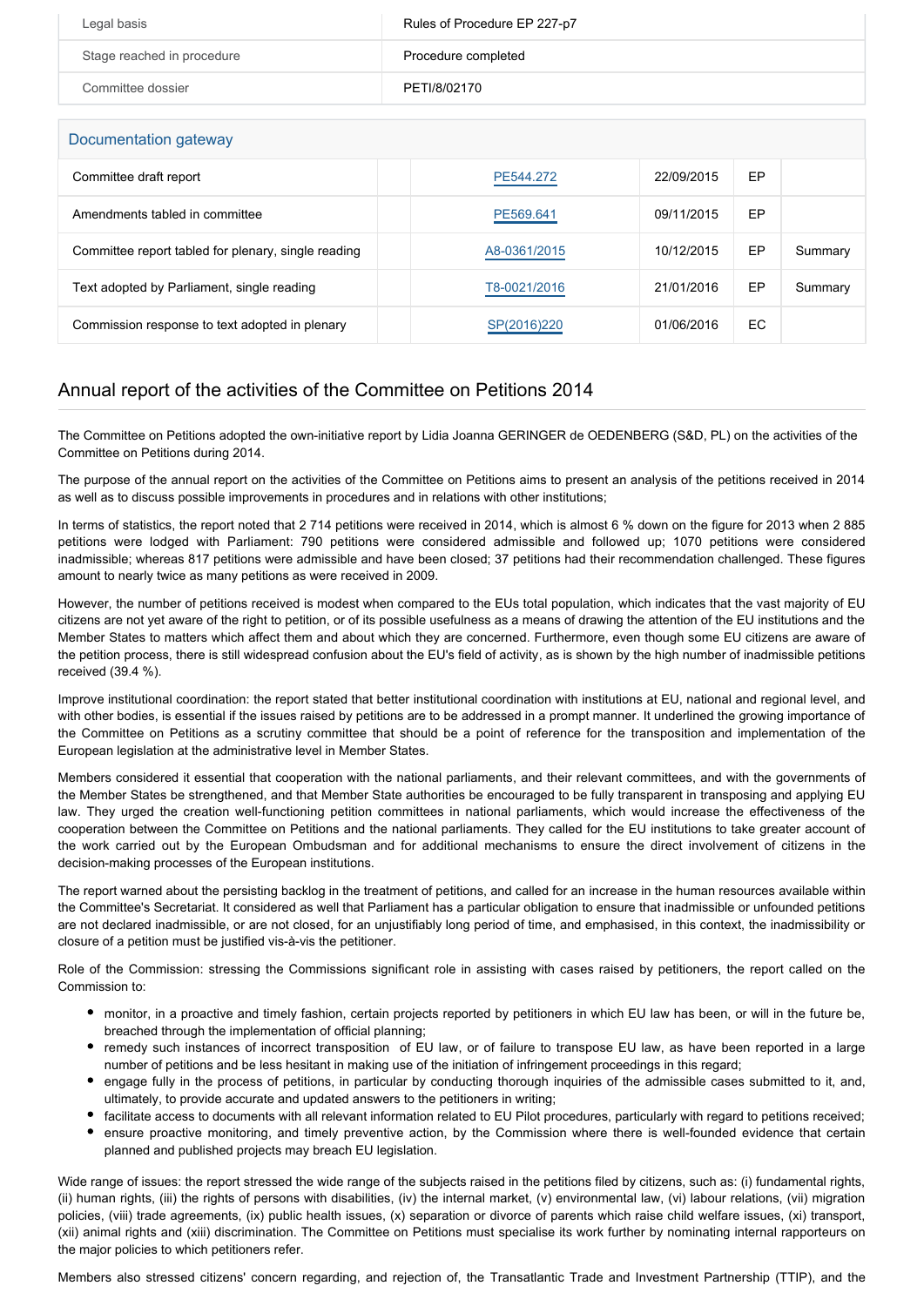| Legal basis | Rules of Procedure EP 227-p7 |
| --- | --- |
| Stage reached in procedure | Procedure completed |
| Committee dossier | PETI/8/02170 |

## Documentation gateway

| Committee draft report | | PE544.272 | 22/09/2015 | EP | |
| --- | --- | --- | --- | --- | --- |
| Amendments tabled in committee | | PE569.641 | 09/11/2015 | EP | |
| Committee report tabled for plenary, single reading | | A8-0361/2015 | 10/12/2015 | EP | Summary |
| Text adopted by Parliament, single reading | | T8-0021/2016 | 21/01/2016 | EP | Summary |
| Commission response to text adopted in plenary | | SP(2016)220 | 01/06/2016 | EC | |

## Annual report of the activities of the Committee on Petitions 2014

The Committee on Petitions adopted the own-initiative report by Lidia Joanna GERINGER de OEDENBERG (S&D, PL) on the activities of the Committee on Petitions during 2014.

The purpose of the annual report on the activities of the Committee on Petitions aims to present an analysis of the petitions received in 2014 as well as to discuss possible improvements in procedures and in relations with other institutions;

In terms of statistics, the report noted that 2 714 petitions were received in 2014, which is almost 6 % down on the figure for 2013 when 2 885 petitions were lodged with Parliament: 790 petitions were considered admissible and followed up; 1070 petitions were considered inadmissible; whereas 817 petitions were admissible and have been closed; 37 petitions had their recommendation challenged. These figures amount to nearly twice as many petitions as were received in 2009.

However, the number of petitions received is modest when compared to the EUs total population, which indicates that the vast majority of EU citizens are not yet aware of the right to petition, or of its possible usefulness as a means of drawing the attention of the EU institutions and the Member States to matters which affect them and about which they are concerned. Furthermore, even though some EU citizens are aware of the petition process, there is still widespread confusion about the EU's field of activity, as is shown by the high number of inadmissible petitions received (39.4 %).

Improve institutional coordination: the report stated that better institutional coordination with institutions at EU, national and regional level, and with other bodies, is essential if the issues raised by petitions are to be addressed in a prompt manner. It underlined the growing importance of the Committee on Petitions as a scrutiny committee that should be a point of reference for the transposition and implementation of the European legislation at the administrative level in Member States.

Members considered it essential that cooperation with the national parliaments, and their relevant committees, and with the governments of the Member States be strengthened, and that Member State authorities be encouraged to be fully transparent in transposing and applying EU law. They urged the creation well-functioning petition committees in national parliaments, which would increase the effectiveness of the cooperation between the Committee on Petitions and the national parliaments. They called for the EU institutions to take greater account of the work carried out by the European Ombudsman and for additional mechanisms to ensure the direct involvement of citizens in the decision-making processes of the European institutions.

The report warned about the persisting backlog in the treatment of petitions, and called for an increase in the human resources available within the Committee's Secretariat. It considered as well that Parliament has a particular obligation to ensure that inadmissible or unfounded petitions are not declared inadmissible, or are not closed, for an unjustifiably long period of time, and emphasised, in this context, the inadmissibility or closure of a petition must be justified vis-à-vis the petitioner.

Role of the Commission: stressing the Commissions significant role in assisting with cases raised by petitioners, the report called on the Commission to:

- monitor, in a proactive and timely fashion, certain projects reported by petitioners in which EU law has been, or will in the future be, breached through the implementation of official planning;
- remedy such instances of incorrect transposition of EU law, or of failure to transpose EU law, as have been reported in a large number of petitions and be less hesitant in making use of the initiation of infringement proceedings in this regard;
- engage fully in the process of petitions, in particular by conducting thorough inquiries of the admissible cases submitted to it, and, ultimately, to provide accurate and updated answers to the petitioners in writing;
- facilitate access to documents with all relevant information related to EU Pilot procedures, particularly with regard to petitions received;
- ensure proactive monitoring, and timely preventive action, by the Commission where there is well-founded evidence that certain planned and published projects may breach EU legislation.

Wide range of issues: the report stressed the wide range of the subjects raised in the petitions filed by citizens, such as: (i) fundamental rights, (ii) human rights, (iii) the rights of persons with disabilities, (iv) the internal market, (v) environmental law, (vi) labour relations, (vii) migration policies, (viii) trade agreements, (ix) public health issues, (x) separation or divorce of parents which raise child welfare issues, (xi) transport, (xii) animal rights and (xiii) discrimination. The Committee on Petitions must specialise its work further by nominating internal rapporteurs on the major policies to which petitioners refer.

Members also stressed citizens' concern regarding, and rejection of, the Transatlantic Trade and Investment Partnership (TTIP), and the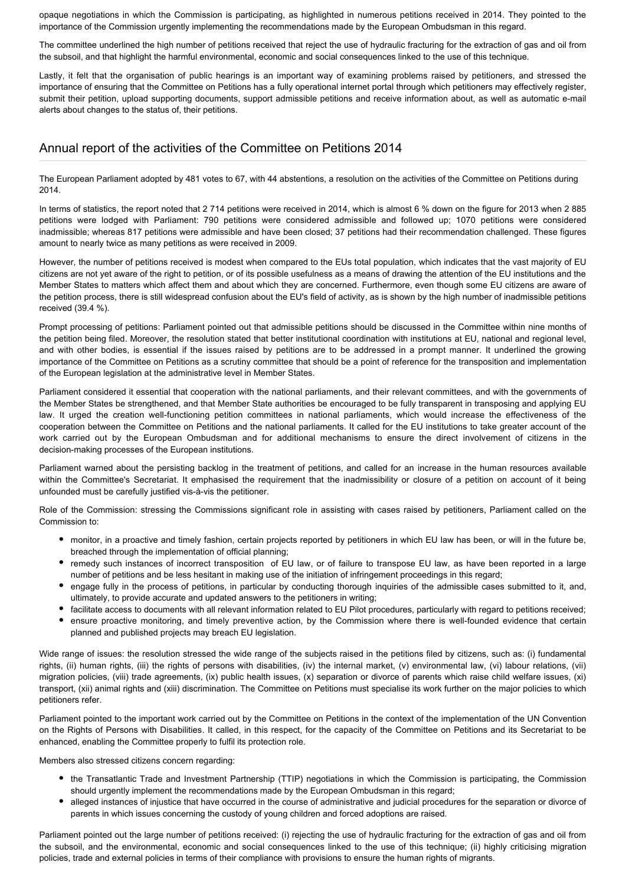opaque negotiations in which the Commission is participating, as highlighted in numerous petitions received in 2014. They pointed to the importance of the Commission urgently implementing the recommendations made by the European Ombudsman in this regard.

The committee underlined the high number of petitions received that reject the use of hydraulic fracturing for the extraction of gas and oil from the subsoil, and that highlight the harmful environmental, economic and social consequences linked to the use of this technique.

Lastly, it felt that the organisation of public hearings is an important way of examining problems raised by petitioners, and stressed the importance of ensuring that the Committee on Petitions has a fully operational internet portal through which petitioners may effectively register, submit their petition, upload supporting documents, support admissible petitions and receive information about, as well as automatic e-mail alerts about changes to the status of, their petitions.

## Annual report of the activities of the Committee on Petitions 2014

The European Parliament adopted by 481 votes to 67, with 44 abstentions, a resolution on the activities of the Committee on Petitions during 2014.

In terms of statistics, the report noted that 2 714 petitions were received in 2014, which is almost 6 % down on the figure for 2013 when 2 885 petitions were lodged with Parliament: 790 petitions were considered admissible and followed up; 1070 petitions were considered inadmissible; whereas 817 petitions were admissible and have been closed; 37 petitions had their recommendation challenged. These figures amount to nearly twice as many petitions as were received in 2009.

However, the number of petitions received is modest when compared to the EUs total population, which indicates that the vast majority of EU citizens are not yet aware of the right to petition, or of its possible usefulness as a means of drawing the attention of the EU institutions and the Member States to matters which affect them and about which they are concerned. Furthermore, even though some EU citizens are aware of the petition process, there is still widespread confusion about the EU's field of activity, as is shown by the high number of inadmissible petitions received (39.4 %).

Prompt processing of petitions: Parliament pointed out that admissible petitions should be discussed in the Committee within nine months of the petition being filed. Moreover, the resolution stated that better institutional coordination with institutions at EU, national and regional level, and with other bodies, is essential if the issues raised by petitions are to be addressed in a prompt manner. It underlined the growing importance of the Committee on Petitions as a scrutiny committee that should be a point of reference for the transposition and implementation of the European legislation at the administrative level in Member States.

Parliament considered it essential that cooperation with the national parliaments, and their relevant committees, and with the governments of the Member States be strengthened, and that Member State authorities be encouraged to be fully transparent in transposing and applying EU law. It urged the creation well-functioning petition committees in national parliaments, which would increase the effectiveness of the cooperation between the Committee on Petitions and the national parliaments. It called for the EU institutions to take greater account of the work carried out by the European Ombudsman and for additional mechanisms to ensure the direct involvement of citizens in the decision-making processes of the European institutions.

Parliament warned about the persisting backlog in the treatment of petitions, and called for an increase in the human resources available within the Committee's Secretariat. It emphasised the requirement that the inadmissibility or closure of a petition on account of it being unfounded must be carefully justified vis-à-vis the petitioner.

Role of the Commission: stressing the Commissions significant role in assisting with cases raised by petitioners, Parliament called on the Commission to:

- monitor, in a proactive and timely fashion, certain projects reported by petitioners in which EU law has been, or will in the future be, breached through the implementation of official planning;
- remedy such instances of incorrect transposition of EU law, or of failure to transpose EU law, as have been reported in a large number of petitions and be less hesitant in making use of the initiation of infringement proceedings in this regard;
- engage fully in the process of petitions, in particular by conducting thorough inquiries of the admissible cases submitted to it, and, ultimately, to provide accurate and updated answers to the petitioners in writing;
- facilitate access to documents with all relevant information related to EU Pilot procedures, particularly with regard to petitions received;
- ensure proactive monitoring, and timely preventive action, by the Commission where there is well-founded evidence that certain planned and published projects may breach EU legislation.

Wide range of issues: the resolution stressed the wide range of the subjects raised in the petitions filed by citizens, such as: (i) fundamental rights, (ii) human rights, (iii) the rights of persons with disabilities, (iv) the internal market, (v) environmental law, (vi) labour relations, (vii) migration policies, (viii) trade agreements, (ix) public health issues, (x) separation or divorce of parents which raise child welfare issues, (xi) transport, (xii) animal rights and (xiii) discrimination. The Committee on Petitions must specialise its work further on the major policies to which petitioners refer.

Parliament pointed to the important work carried out by the Committee on Petitions in the context of the implementation of the UN Convention on the Rights of Persons with Disabilities. It called, in this respect, for the capacity of the Committee on Petitions and its Secretariat to be enhanced, enabling the Committee properly to fulfil its protection role.

Members also stressed citizens concern regarding:

- the Transatlantic Trade and Investment Partnership (TTIP) negotiations in which the Commission is participating, the Commission should urgently implement the recommendations made by the European Ombudsman in this regard;
- alleged instances of injustice that have occurred in the course of administrative and judicial procedures for the separation or divorce of parents in which issues concerning the custody of young children and forced adoptions are raised.

Parliament pointed out the large number of petitions received: (i) rejecting the use of hydraulic fracturing for the extraction of gas and oil from the subsoil, and the environmental, economic and social consequences linked to the use of this technique; (ii) highly criticising migration policies, trade and external policies in terms of their compliance with provisions to ensure the human rights of migrants.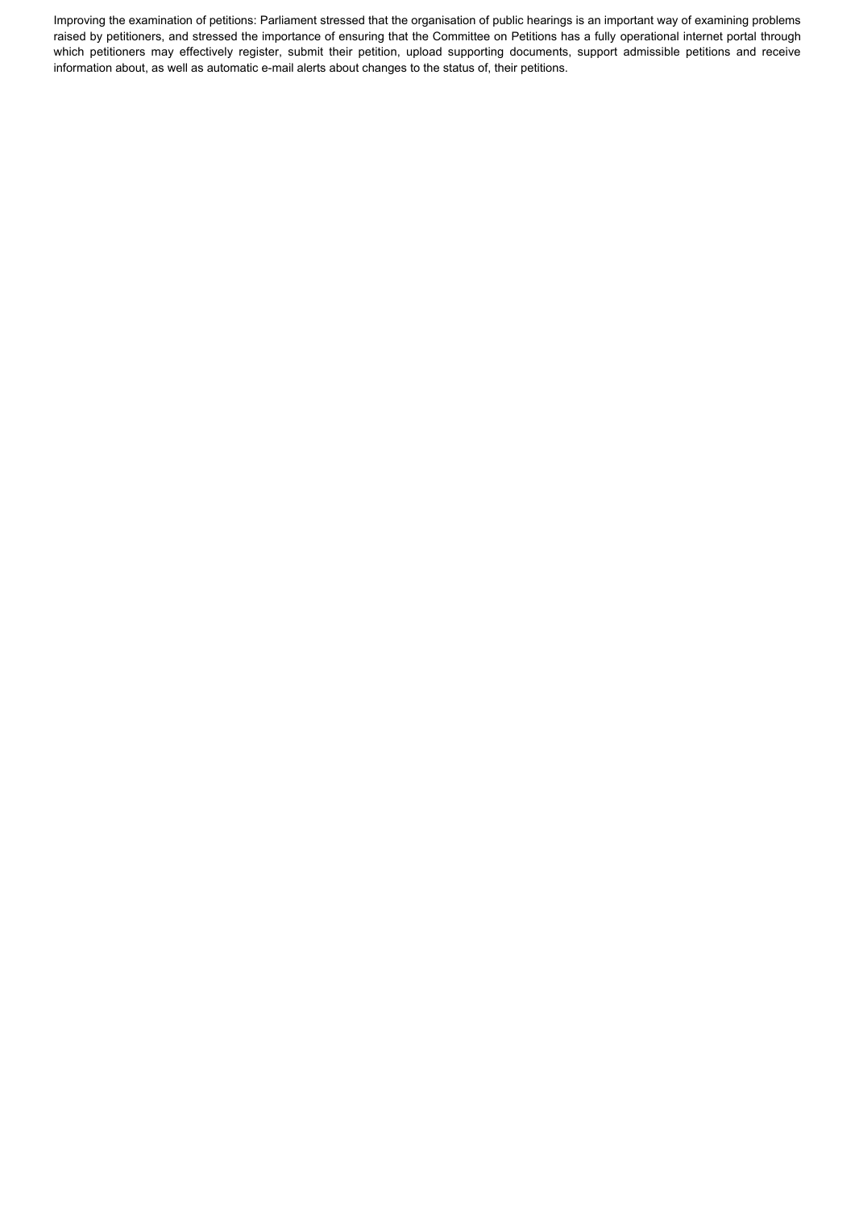Improving the examination of petitions: Parliament stressed that the organisation of public hearings is an important way of examining problems raised by petitioners, and stressed the importance of ensuring that the Committee on Petitions has a fully operational internet portal through which petitioners may effectively register, submit their petition, upload supporting documents, support admissible petitions and receive information about, as well as automatic e-mail alerts about changes to the status of, their petitions.